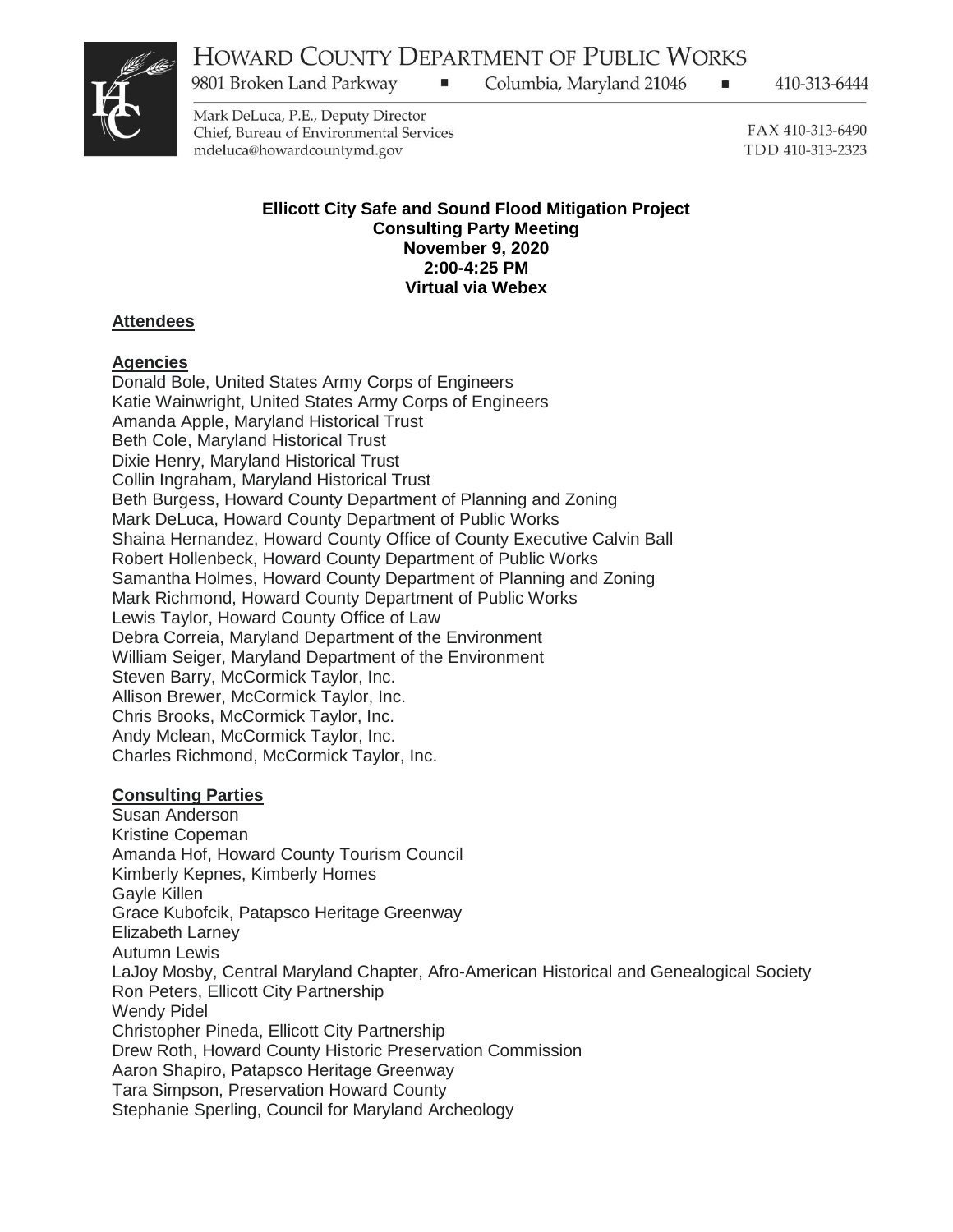# HOWARD COUNTY DEPARTMENT OF PUBLIC WORKS

9801 Broken Land Parkway ▪ Columbia, Maryland 21046 ▪ 410-313-6444

Mark DeLuca, P.E., Deputy Director
Chief, Bureau of Environmental Services
mdeluca@howardcountymd.gov

FAX 410-313-6490
TDD 410-313-2323

**Ellicott City Safe and Sound Flood Mitigation Project**
**Consulting Party Meeting**
**November 9, 2020**
**2:00-4:25 PM**
**Virtual via Webex**

**Attendees**

**Agencies**

Donald Bole, United States Army Corps of Engineers
Katie Wainwright, United States Army Corps of Engineers
Amanda Apple, Maryland Historical Trust
Beth Cole, Maryland Historical Trust
Dixie Henry, Maryland Historical Trust
Collin Ingraham, Maryland Historical Trust
Beth Burgess, Howard County Department of Planning and Zoning
Mark DeLuca, Howard County Department of Public Works
Shaina Hernandez, Howard County Office of County Executive Calvin Ball
Robert Hollenbeck, Howard County Department of Public Works
Samantha Holmes, Howard County Department of Planning and Zoning
Mark Richmond, Howard County Department of Public Works
Lewis Taylor, Howard County Office of Law
Debra Correia, Maryland Department of the Environment
William Seiger, Maryland Department of the Environment
Steven Barry, McCormick Taylor, Inc.
Allison Brewer, McCormick Taylor, Inc.
Chris Brooks, McCormick Taylor, Inc.
Andy Mclean, McCormick Taylor, Inc.
Charles Richmond, McCormick Taylor, Inc.

**Consulting Parties**

Susan Anderson
Kristine Copeman
Amanda Hof, Howard County Tourism Council
Kimberly Kepnes, Kimberly Homes
Gayle Killen
Grace Kubofcik, Patapsco Heritage Greenway
Elizabeth Larney
Autumn Lewis
LaJoy Mosby, Central Maryland Chapter, Afro-American Historical and Genealogical Society
Ron Peters, Ellicott City Partnership
Wendy Pidel
Christopher Pineda, Ellicott City Partnership
Drew Roth, Howard County Historic Preservation Commission
Aaron Shapiro, Patapsco Heritage Greenway
Tara Simpson, Preservation Howard County
Stephanie Sperling, Council for Maryland Archeology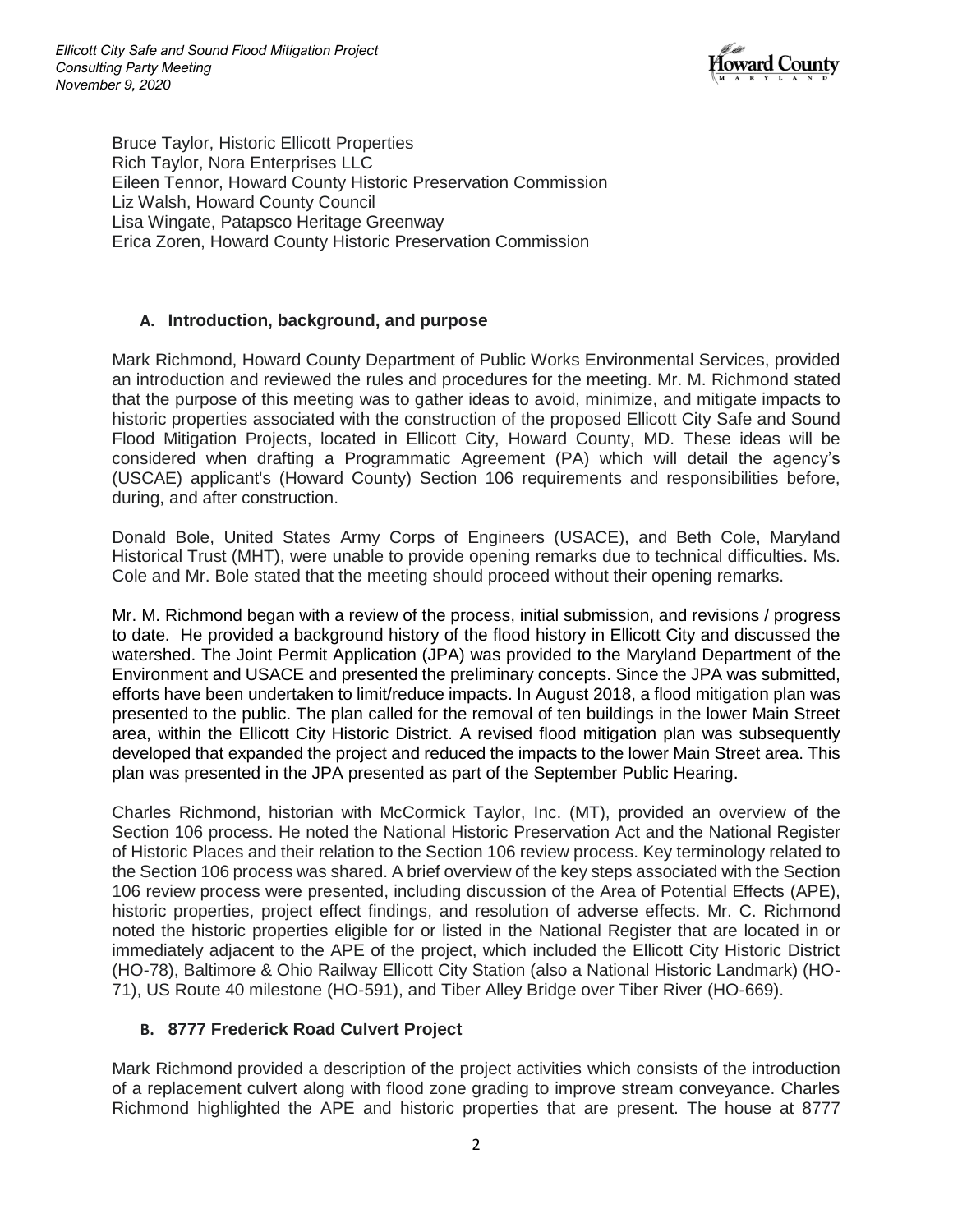Bruce Taylor, Historic Ellicott Properties
Rich Taylor, Nora Enterprises LLC
Eileen Tennor, Howard County Historic Preservation Commission
Liz Walsh, Howard County Council
Lisa Wingate, Patapsco Heritage Greenway
Erica Zoren, Howard County Historic Preservation Commission

## A. Introduction, background, and purpose

Mark Richmond, Howard County Department of Public Works Environmental Services, provided an introduction and reviewed the rules and procedures for the meeting. Mr. M. Richmond stated that the purpose of this meeting was to gather ideas to avoid, minimize, and mitigate impacts to historic properties associated with the construction of the proposed Ellicott City Safe and Sound Flood Mitigation Projects, located in Ellicott City, Howard County, MD. These ideas will be considered when drafting a Programmatic Agreement (PA) which will detail the agency's (USCAE) applicant's (Howard County) Section 106 requirements and responsibilities before, during, and after construction.

Donald Bole, United States Army Corps of Engineers (USACE), and Beth Cole, Maryland Historical Trust (MHT), were unable to provide opening remarks due to technical difficulties. Ms. Cole and Mr. Bole stated that the meeting should proceed without their opening remarks.

Mr. M. Richmond began with a review of the process, initial submission, and revisions / progress to date. He provided a background history of the flood history in Ellicott City and discussed the watershed. The Joint Permit Application (JPA) was provided to the Maryland Department of the Environment and USACE and presented the preliminary concepts. Since the JPA was submitted, efforts have been undertaken to limit/reduce impacts. In August 2018, a flood mitigation plan was presented to the public. The plan called for the removal of ten buildings in the lower Main Street area, within the Ellicott City Historic District. A revised flood mitigation plan was subsequently developed that expanded the project and reduced the impacts to the lower Main Street area. This plan was presented in the JPA presented as part of the September Public Hearing.

Charles Richmond, historian with McCormick Taylor, Inc. (MT), provided an overview of the Section 106 process. He noted the National Historic Preservation Act and the National Register of Historic Places and their relation to the Section 106 review process. Key terminology related to the Section 106 process was shared. A brief overview of the key steps associated with the Section 106 review process were presented, including discussion of the Area of Potential Effects (APE), historic properties, project effect findings, and resolution of adverse effects. Mr. C. Richmond noted the historic properties eligible for or listed in the National Register that are located in or immediately adjacent to the APE of the project, which included the Ellicott City Historic District (HO-78), Baltimore & Ohio Railway Ellicott City Station (also a National Historic Landmark) (HO-71), US Route 40 milestone (HO-591), and Tiber Alley Bridge over Tiber River (HO-669).

## B. 8777 Frederick Road Culvert Project

Mark Richmond provided a description of the project activities which consists of the introduction of a replacement culvert along with flood zone grading to improve stream conveyance. Charles Richmond highlighted the APE and historic properties that are present. The house at 8777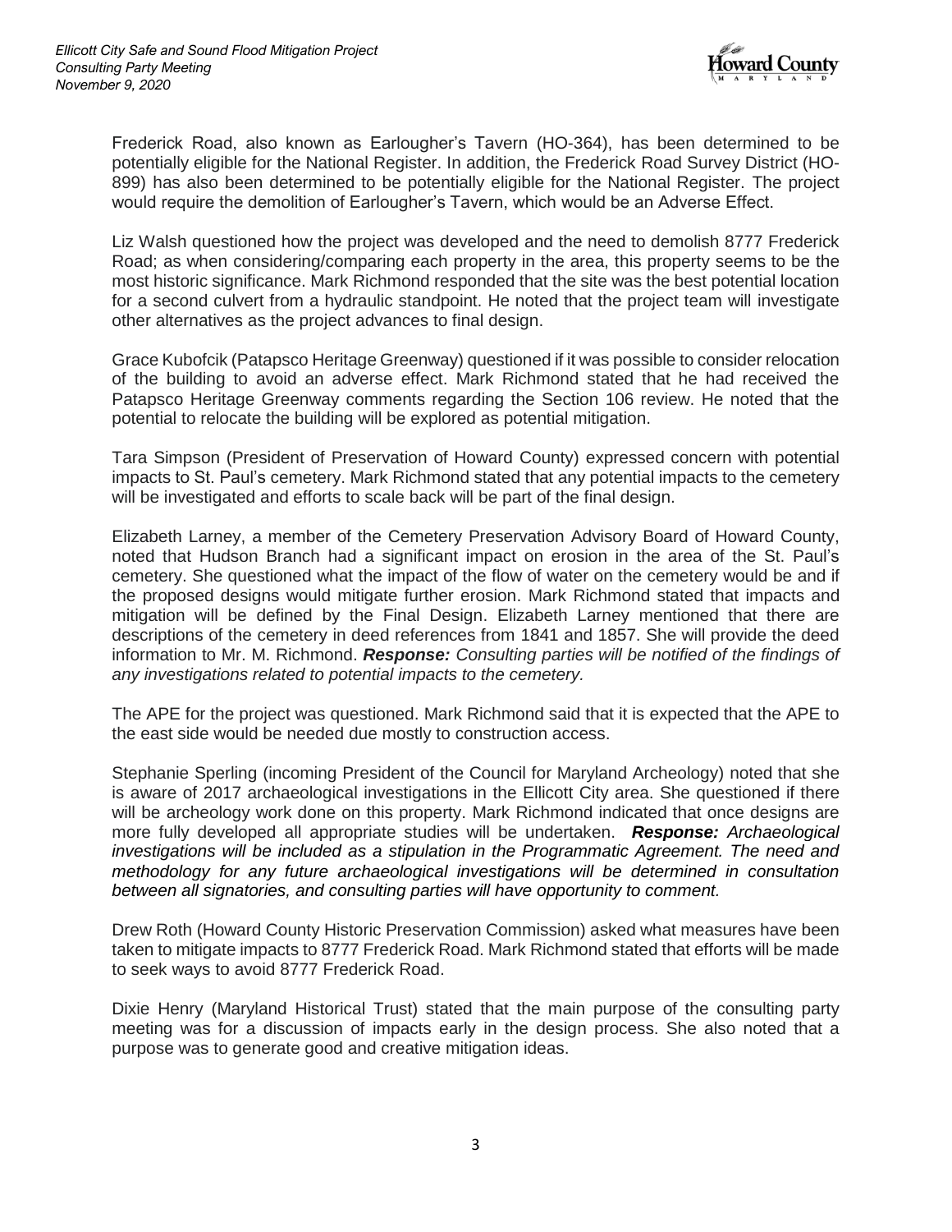Frederick Road, also known as Earlougher's Tavern (HO-364), has been determined to be potentially eligible for the National Register. In addition, the Frederick Road Survey District (HO-899) has also been determined to be potentially eligible for the National Register. The project would require the demolition of Earlougher's Tavern, which would be an Adverse Effect.

Liz Walsh questioned how the project was developed and the need to demolish 8777 Frederick Road; as when considering/comparing each property in the area, this property seems to be the most historic significance. Mark Richmond responded that the site was the best potential location for a second culvert from a hydraulic standpoint. He noted that the project team will investigate other alternatives as the project advances to final design.

Grace Kubofcik (Patapsco Heritage Greenway) questioned if it was possible to consider relocation of the building to avoid an adverse effect. Mark Richmond stated that he had received the Patapsco Heritage Greenway comments regarding the Section 106 review. He noted that the potential to relocate the building will be explored as potential mitigation.

Tara Simpson (President of Preservation of Howard County) expressed concern with potential impacts to St. Paul's cemetery. Mark Richmond stated that any potential impacts to the cemetery will be investigated and efforts to scale back will be part of the final design.

Elizabeth Larney, a member of the Cemetery Preservation Advisory Board of Howard County, noted that Hudson Branch had a significant impact on erosion in the area of the St. Paul's cemetery. She questioned what the impact of the flow of water on the cemetery would be and if the proposed designs would mitigate further erosion. Mark Richmond stated that impacts and mitigation will be defined by the Final Design. Elizabeth Larney mentioned that there are descriptions of the cemetery in deed references from 1841 and 1857. She will provide the deed information to Mr. M. Richmond. ***Response:*** *Consulting parties will be notified of the findings of any investigations related to potential impacts to the cemetery.*

The APE for the project was questioned. Mark Richmond said that it is expected that the APE to the east side would be needed due mostly to construction access.

Stephanie Sperling (incoming President of the Council for Maryland Archeology) noted that she is aware of 2017 archaeological investigations in the Ellicott City area. She questioned if there will be archeology work done on this property. Mark Richmond indicated that once designs are more fully developed all appropriate studies will be undertaken. ***Response:*** *Archaeological investigations will be included as a stipulation in the Programmatic Agreement. The need and methodology for any future archaeological investigations will be determined in consultation between all signatories, and consulting parties will have opportunity to comment.*

Drew Roth (Howard County Historic Preservation Commission) asked what measures have been taken to mitigate impacts to 8777 Frederick Road. Mark Richmond stated that efforts will be made to seek ways to avoid 8777 Frederick Road.

Dixie Henry (Maryland Historical Trust) stated that the main purpose of the consulting party meeting was for a discussion of impacts early in the design process. She also noted that a purpose was to generate good and creative mitigation ideas.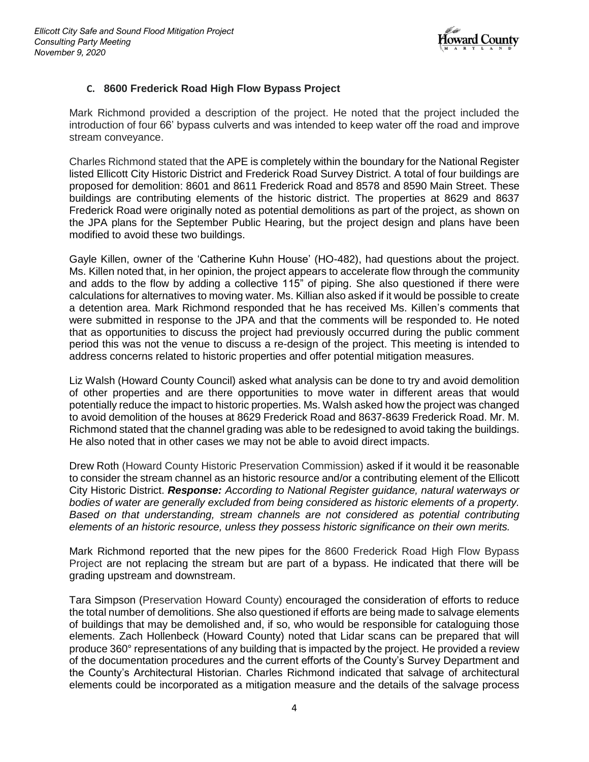### C. 8600 Frederick Road High Flow Bypass Project

Mark Richmond provided a description of the project. He noted that the project included the introduction of four 66' bypass culverts and was intended to keep water off the road and improve stream conveyance.

Charles Richmond stated that the APE is completely within the boundary for the National Register listed Ellicott City Historic District and Frederick Road Survey District. A total of four buildings are proposed for demolition: 8601 and 8611 Frederick Road and 8578 and 8590 Main Street. These buildings are contributing elements of the historic district. The properties at 8629 and 8637 Frederick Road were originally noted as potential demolitions as part of the project, as shown on the JPA plans for the September Public Hearing, but the project design and plans have been modified to avoid these two buildings.

Gayle Killen, owner of the 'Catherine Kuhn House' (HO-482), had questions about the project. Ms. Killen noted that, in her opinion, the project appears to accelerate flow through the community and adds to the flow by adding a collective 115" of piping. She also questioned if there were calculations for alternatives to moving water. Ms. Killian also asked if it would be possible to create a detention area. Mark Richmond responded that he has received Ms. Killen's comments that were submitted in response to the JPA and that the comments will be responded to. He noted that as opportunities to discuss the project had previously occurred during the public comment period this was not the venue to discuss a re-design of the project. This meeting is intended to address concerns related to historic properties and offer potential mitigation measures.

Liz Walsh (Howard County Council) asked what analysis can be done to try and avoid demolition of other properties and are there opportunities to move water in different areas that would potentially reduce the impact to historic properties. Ms. Walsh asked how the project was changed to avoid demolition of the houses at 8629 Frederick Road and 8637-8639 Frederick Road. Mr. M. Richmond stated that the channel grading was able to be redesigned to avoid taking the buildings. He also noted that in other cases we may not be able to avoid direct impacts.

Drew Roth (Howard County Historic Preservation Commission) asked if it would it be reasonable to consider the stream channel as an historic resource and/or a contributing element of the Ellicott City Historic District. ***Response:*** *According to National Register guidance, natural waterways or bodies of water are generally excluded from being considered as historic elements of a property. Based on that understanding, stream channels are not considered as potential contributing elements of an historic resource, unless they possess historic significance on their own merits.*

Mark Richmond reported that the new pipes for the 8600 Frederick Road High Flow Bypass Project are not replacing the stream but are part of a bypass. He indicated that there will be grading upstream and downstream.

Tara Simpson (Preservation Howard County) encouraged the consideration of efforts to reduce the total number of demolitions. She also questioned if efforts are being made to salvage elements of buildings that may be demolished and, if so, who would be responsible for cataloguing those elements. Zach Hollenbeck (Howard County) noted that Lidar scans can be prepared that will produce 360° representations of any building that is impacted by the project. He provided a review of the documentation procedures and the current efforts of the County's Survey Department and the County's Architectural Historian. Charles Richmond indicated that salvage of architectural elements could be incorporated as a mitigation measure and the details of the salvage process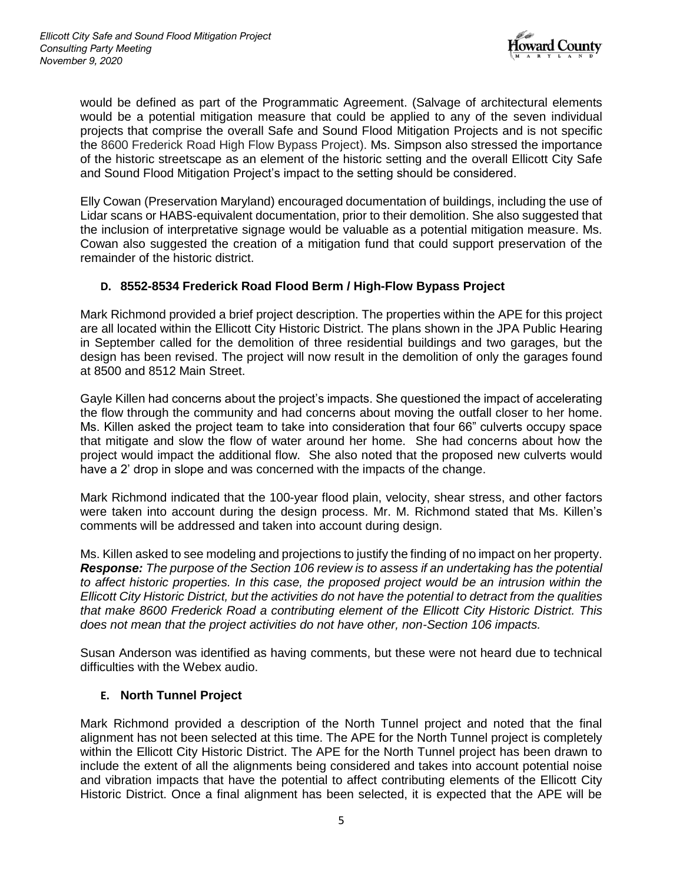would be defined as part of the Programmatic Agreement. (Salvage of architectural elements would be a potential mitigation measure that could be applied to any of the seven individual projects that comprise the overall Safe and Sound Flood Mitigation Projects and is not specific the 8600 Frederick Road High Flow Bypass Project). Ms. Simpson also stressed the importance of the historic streetscape as an element of the historic setting and the overall Ellicott City Safe and Sound Flood Mitigation Project's impact to the setting should be considered.

Elly Cowan (Preservation Maryland) encouraged documentation of buildings, including the use of Lidar scans or HABS-equivalent documentation, prior to their demolition. She also suggested that the inclusion of interpretative signage would be valuable as a potential mitigation measure. Ms. Cowan also suggested the creation of a mitigation fund that could support preservation of the remainder of the historic district.

### D. 8552-8534 Frederick Road Flood Berm / High-Flow Bypass Project

Mark Richmond provided a brief project description. The properties within the APE for this project are all located within the Ellicott City Historic District. The plans shown in the JPA Public Hearing in September called for the demolition of three residential buildings and two garages, but the design has been revised. The project will now result in the demolition of only the garages found at 8500 and 8512 Main Street.

Gayle Killen had concerns about the project's impacts. She questioned the impact of accelerating the flow through the community and had concerns about moving the outfall closer to her home. Ms. Killen asked the project team to take into consideration that four 66" culverts occupy space that mitigate and slow the flow of water around her home. She had concerns about how the project would impact the additional flow. She also noted that the proposed new culverts would have a 2' drop in slope and was concerned with the impacts of the change.

Mark Richmond indicated that the 100-year flood plain, velocity, shear stress, and other factors were taken into account during the design process. Mr. M. Richmond stated that Ms. Killen's comments will be addressed and taken into account during design.

Ms. Killen asked to see modeling and projections to justify the finding of no impact on her property. ***Response:*** *The purpose of the Section 106 review is to assess if an undertaking has the potential to affect historic properties. In this case, the proposed project would be an intrusion within the Ellicott City Historic District, but the activities do not have the potential to detract from the qualities that make 8600 Frederick Road a contributing element of the Ellicott City Historic District. This does not mean that the project activities do not have other, non-Section 106 impacts.*

Susan Anderson was identified as having comments, but these were not heard due to technical difficulties with the Webex audio.

### E. North Tunnel Project

Mark Richmond provided a description of the North Tunnel project and noted that the final alignment has not been selected at this time. The APE for the North Tunnel project is completely within the Ellicott City Historic District. The APE for the North Tunnel project has been drawn to include the extent of all the alignments being considered and takes into account potential noise and vibration impacts that have the potential to affect contributing elements of the Ellicott City Historic District. Once a final alignment has been selected, it is expected that the APE will be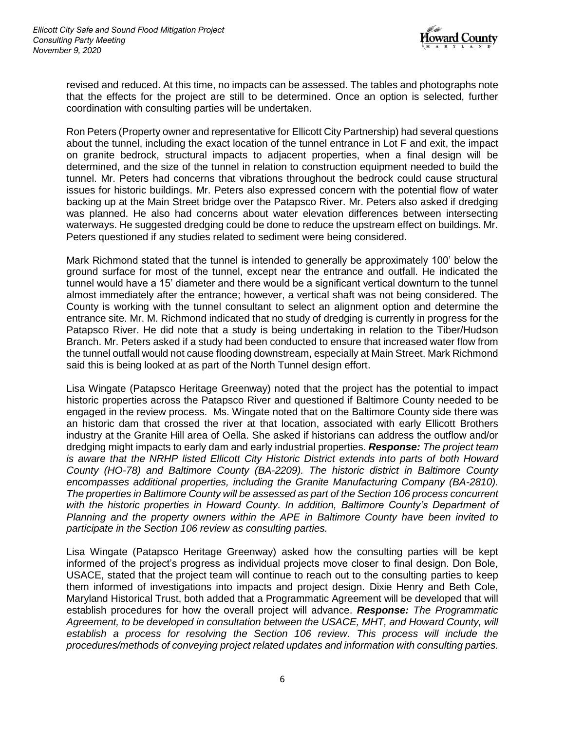revised and reduced. At this time, no impacts can be assessed. The tables and photographs note that the effects for the project are still to be determined. Once an option is selected, further coordination with consulting parties will be undertaken.

Ron Peters (Property owner and representative for Ellicott City Partnership) had several questions about the tunnel, including the exact location of the tunnel entrance in Lot F and exit, the impact on granite bedrock, structural impacts to adjacent properties, when a final design will be determined, and the size of the tunnel in relation to construction equipment needed to build the tunnel. Mr. Peters had concerns that vibrations throughout the bedrock could cause structural issues for historic buildings. Mr. Peters also expressed concern with the potential flow of water backing up at the Main Street bridge over the Patapsco River. Mr. Peters also asked if dredging was planned. He also had concerns about water elevation differences between intersecting waterways. He suggested dredging could be done to reduce the upstream effect on buildings. Mr. Peters questioned if any studies related to sediment were being considered.

Mark Richmond stated that the tunnel is intended to generally be approximately 100' below the ground surface for most of the tunnel, except near the entrance and outfall. He indicated the tunnel would have a 15' diameter and there would be a significant vertical downturn to the tunnel almost immediately after the entrance; however, a vertical shaft was not being considered. The County is working with the tunnel consultant to select an alignment option and determine the entrance site. Mr. M. Richmond indicated that no study of dredging is currently in progress for the Patapsco River. He did note that a study is being undertaking in relation to the Tiber/Hudson Branch. Mr. Peters asked if a study had been conducted to ensure that increased water flow from the tunnel outfall would not cause flooding downstream, especially at Main Street. Mark Richmond said this is being looked at as part of the North Tunnel design effort.

Lisa Wingate (Patapsco Heritage Greenway) noted that the project has the potential to impact historic properties across the Patapsco River and questioned if Baltimore County needed to be engaged in the review process. Ms. Wingate noted that on the Baltimore County side there was an historic dam that crossed the river at that location, associated with early Ellicott Brothers industry at the Granite Hill area of Oella. She asked if historians can address the outflow and/or dredging might impacts to early dam and early industrial properties. ***Response:*** *The project team is aware that the NRHP listed Ellicott City Historic District extends into parts of both Howard County (HO-78) and Baltimore County (BA-2209). The historic district in Baltimore County encompasses additional properties, including the Granite Manufacturing Company (BA-2810). The properties in Baltimore County will be assessed as part of the Section 106 process concurrent with the historic properties in Howard County. In addition, Baltimore County's Department of Planning and the property owners within the APE in Baltimore County have been invited to participate in the Section 106 review as consulting parties.*

Lisa Wingate (Patapsco Heritage Greenway) asked how the consulting parties will be kept informed of the project's progress as individual projects move closer to final design. Don Bole, USACE, stated that the project team will continue to reach out to the consulting parties to keep them informed of investigations into impacts and project design. Dixie Henry and Beth Cole, Maryland Historical Trust, both added that a Programmatic Agreement will be developed that will establish procedures for how the overall project will advance. ***Response:*** *The Programmatic Agreement, to be developed in consultation between the USACE, MHT, and Howard County, will establish a process for resolving the Section 106 review. This process will include the procedures/methods of conveying project related updates and information with consulting parties.*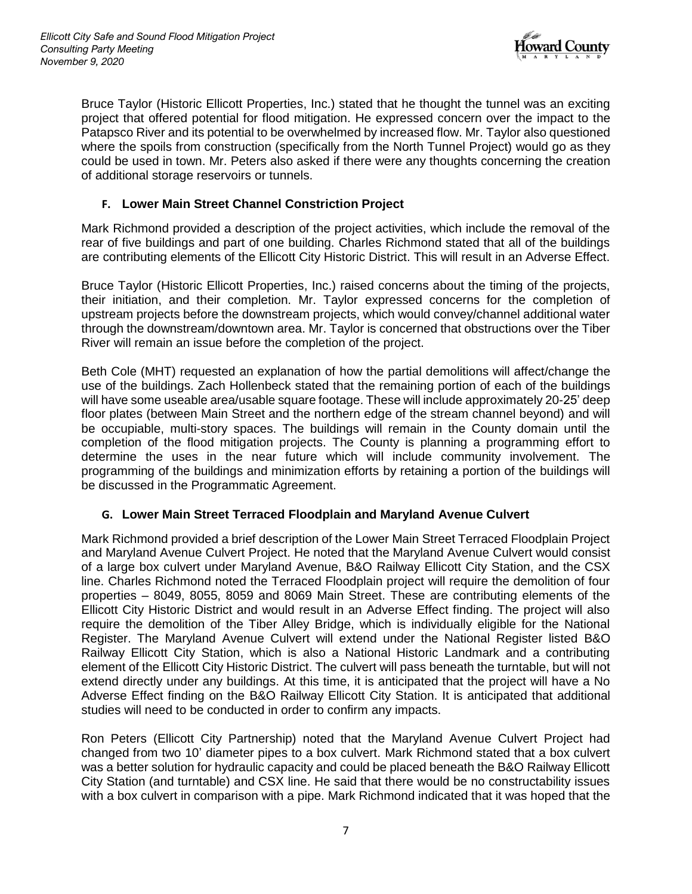Bruce Taylor (Historic Ellicott Properties, Inc.) stated that he thought the tunnel was an exciting project that offered potential for flood mitigation. He expressed concern over the impact to the Patapsco River and its potential to be overwhelmed by increased flow. Mr. Taylor also questioned where the spoils from construction (specifically from the North Tunnel Project) would go as they could be used in town. Mr. Peters also asked if there were any thoughts concerning the creation of additional storage reservoirs or tunnels.

### F. Lower Main Street Channel Constriction Project

Mark Richmond provided a description of the project activities, which include the removal of the rear of five buildings and part of one building. Charles Richmond stated that all of the buildings are contributing elements of the Ellicott City Historic District. This will result in an Adverse Effect.

Bruce Taylor (Historic Ellicott Properties, Inc.) raised concerns about the timing of the projects, their initiation, and their completion. Mr. Taylor expressed concerns for the completion of upstream projects before the downstream projects, which would convey/channel additional water through the downstream/downtown area. Mr. Taylor is concerned that obstructions over the Tiber River will remain an issue before the completion of the project.

Beth Cole (MHT) requested an explanation of how the partial demolitions will affect/change the use of the buildings. Zach Hollenbeck stated that the remaining portion of each of the buildings will have some useable area/usable square footage. These will include approximately 20-25' deep floor plates (between Main Street and the northern edge of the stream channel beyond) and will be occupiable, multi-story spaces. The buildings will remain in the County domain until the completion of the flood mitigation projects. The County is planning a programming effort to determine the uses in the near future which will include community involvement. The programming of the buildings and minimization efforts by retaining a portion of the buildings will be discussed in the Programmatic Agreement.

### G. Lower Main Street Terraced Floodplain and Maryland Avenue Culvert

Mark Richmond provided a brief description of the Lower Main Street Terraced Floodplain Project and Maryland Avenue Culvert Project. He noted that the Maryland Avenue Culvert would consist of a large box culvert under Maryland Avenue, B&O Railway Ellicott City Station, and the CSX line. Charles Richmond noted the Terraced Floodplain project will require the demolition of four properties – 8049, 8055, 8059 and 8069 Main Street. These are contributing elements of the Ellicott City Historic District and would result in an Adverse Effect finding. The project will also require the demolition of the Tiber Alley Bridge, which is individually eligible for the National Register. The Maryland Avenue Culvert will extend under the National Register listed B&O Railway Ellicott City Station, which is also a National Historic Landmark and a contributing element of the Ellicott City Historic District. The culvert will pass beneath the turntable, but will not extend directly under any buildings. At this time, it is anticipated that the project will have a No Adverse Effect finding on the B&O Railway Ellicott City Station. It is anticipated that additional studies will need to be conducted in order to confirm any impacts.

Ron Peters (Ellicott City Partnership) noted that the Maryland Avenue Culvert Project had changed from two 10' diameter pipes to a box culvert. Mark Richmond stated that a box culvert was a better solution for hydraulic capacity and could be placed beneath the B&O Railway Ellicott City Station (and turntable) and CSX line. He said that there would be no constructability issues with a box culvert in comparison with a pipe. Mark Richmond indicated that it was hoped that the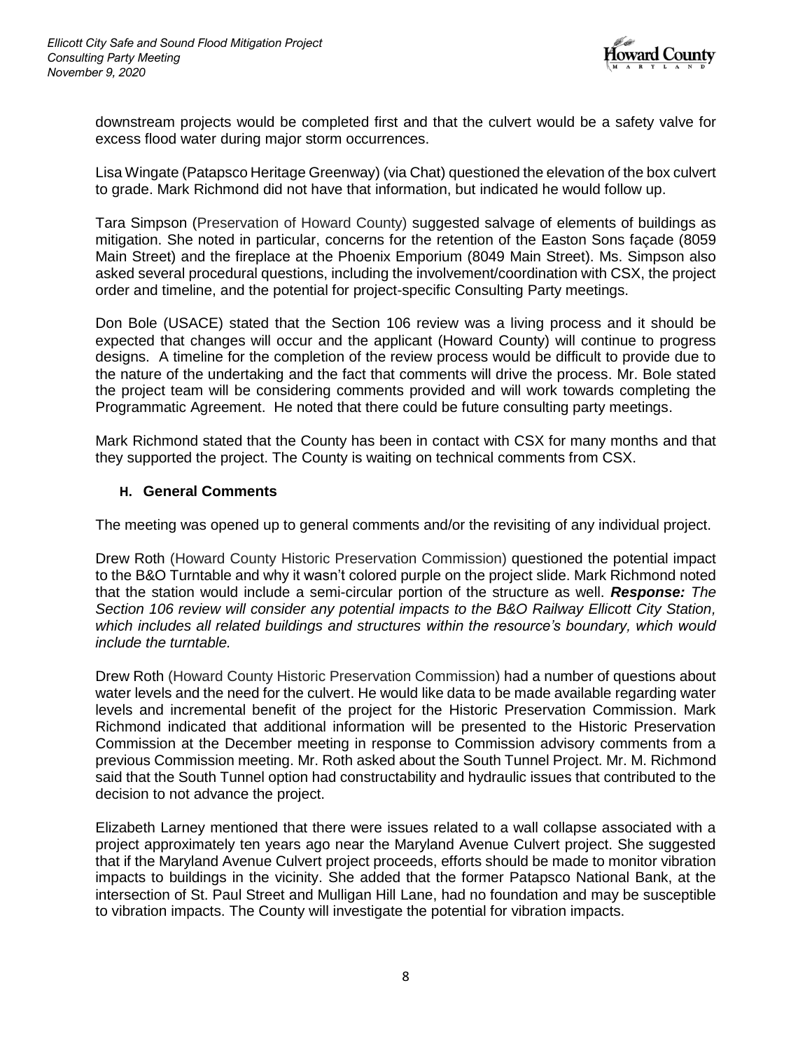downstream projects would be completed first and that the culvert would be a safety valve for excess flood water during major storm occurrences.

Lisa Wingate (Patapsco Heritage Greenway) (via Chat) questioned the elevation of the box culvert to grade. Mark Richmond did not have that information, but indicated he would follow up.

Tara Simpson (Preservation of Howard County) suggested salvage of elements of buildings as mitigation. She noted in particular, concerns for the retention of the Easton Sons façade (8059 Main Street) and the fireplace at the Phoenix Emporium (8049 Main Street). Ms. Simpson also asked several procedural questions, including the involvement/coordination with CSX, the project order and timeline, and the potential for project-specific Consulting Party meetings.

Don Bole (USACE) stated that the Section 106 review was a living process and it should be expected that changes will occur and the applicant (Howard County) will continue to progress designs. A timeline for the completion of the review process would be difficult to provide due to the nature of the undertaking and the fact that comments will drive the process. Mr. Bole stated the project team will be considering comments provided and will work towards completing the Programmatic Agreement. He noted that there could be future consulting party meetings.

Mark Richmond stated that the County has been in contact with CSX for many months and that they supported the project. The County is waiting on technical comments from CSX.

### H. General Comments

The meeting was opened up to general comments and/or the revisiting of any individual project.

Drew Roth (Howard County Historic Preservation Commission) questioned the potential impact to the B&O Turntable and why it wasn't colored purple on the project slide. Mark Richmond noted that the station would include a semi-circular portion of the structure as well. ***Response:*** *The Section 106 review will consider any potential impacts to the B&O Railway Ellicott City Station, which includes all related buildings and structures within the resource's boundary, which would include the turntable.*

Drew Roth (Howard County Historic Preservation Commission) had a number of questions about water levels and the need for the culvert. He would like data to be made available regarding water levels and incremental benefit of the project for the Historic Preservation Commission. Mark Richmond indicated that additional information will be presented to the Historic Preservation Commission at the December meeting in response to Commission advisory comments from a previous Commission meeting. Mr. Roth asked about the South Tunnel Project. Mr. M. Richmond said that the South Tunnel option had constructability and hydraulic issues that contributed to the decision to not advance the project.

Elizabeth Larney mentioned that there were issues related to a wall collapse associated with a project approximately ten years ago near the Maryland Avenue Culvert project. She suggested that if the Maryland Avenue Culvert project proceeds, efforts should be made to monitor vibration impacts to buildings in the vicinity. She added that the former Patapsco National Bank, at the intersection of St. Paul Street and Mulligan Hill Lane, had no foundation and may be susceptible to vibration impacts. The County will investigate the potential for vibration impacts.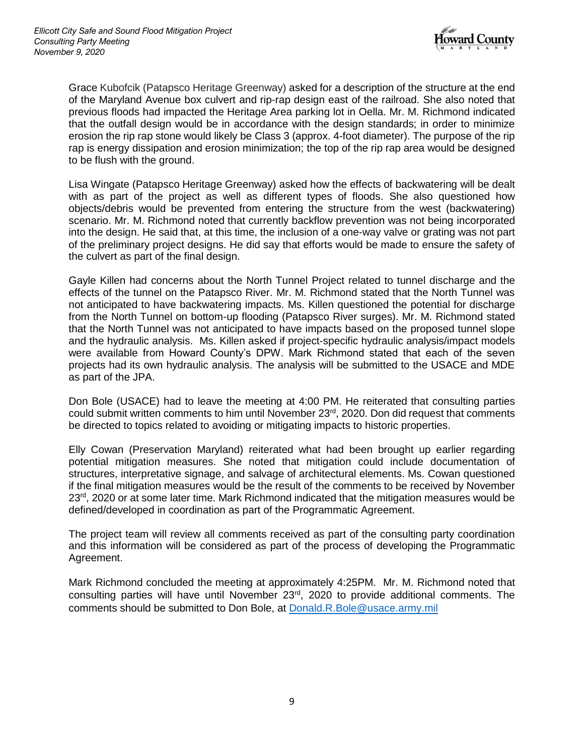Grace Kubofcik (Patapsco Heritage Greenway) asked for a description of the structure at the end of the Maryland Avenue box culvert and rip-rap design east of the railroad. She also noted that previous floods had impacted the Heritage Area parking lot in Oella. Mr. M. Richmond indicated that the outfall design would be in accordance with the design standards; in order to minimize erosion the rip rap stone would likely be Class 3 (approx. 4-foot diameter). The purpose of the rip rap is energy dissipation and erosion minimization; the top of the rip rap area would be designed to be flush with the ground.

Lisa Wingate (Patapsco Heritage Greenway) asked how the effects of backwatering will be dealt with as part of the project as well as different types of floods. She also questioned how objects/debris would be prevented from entering the structure from the west (backwatering) scenario. Mr. M. Richmond noted that currently backflow prevention was not being incorporated into the design. He said that, at this time, the inclusion of a one-way valve or grating was not part of the preliminary project designs. He did say that efforts would be made to ensure the safety of the culvert as part of the final design.

Gayle Killen had concerns about the North Tunnel Project related to tunnel discharge and the effects of the tunnel on the Patapsco River. Mr. M. Richmond stated that the North Tunnel was not anticipated to have backwatering impacts. Ms. Killen questioned the potential for discharge from the North Tunnel on bottom-up flooding (Patapsco River surges). Mr. M. Richmond stated that the North Tunnel was not anticipated to have impacts based on the proposed tunnel slope and the hydraulic analysis. Ms. Killen asked if project-specific hydraulic analysis/impact models were available from Howard County's DPW. Mark Richmond stated that each of the seven projects had its own hydraulic analysis. The analysis will be submitted to the USACE and MDE as part of the JPA.

Don Bole (USACE) had to leave the meeting at 4:00 PM. He reiterated that consulting parties could submit written comments to him until November 23rd, 2020. Don did request that comments be directed to topics related to avoiding or mitigating impacts to historic properties.

Elly Cowan (Preservation Maryland) reiterated what had been brought up earlier regarding potential mitigation measures. She noted that mitigation could include documentation of structures, interpretative signage, and salvage of architectural elements. Ms. Cowan questioned if the final mitigation measures would be the result of the comments to be received by November 23rd, 2020 or at some later time. Mark Richmond indicated that the mitigation measures would be defined/developed in coordination as part of the Programmatic Agreement.

The project team will review all comments received as part of the consulting party coordination and this information will be considered as part of the process of developing the Programmatic Agreement.

Mark Richmond concluded the meeting at approximately 4:25PM. Mr. M. Richmond noted that consulting parties will have until November 23rd, 2020 to provide additional comments. The comments should be submitted to Don Bole, at Donald.R.Bole@usace.army.mil